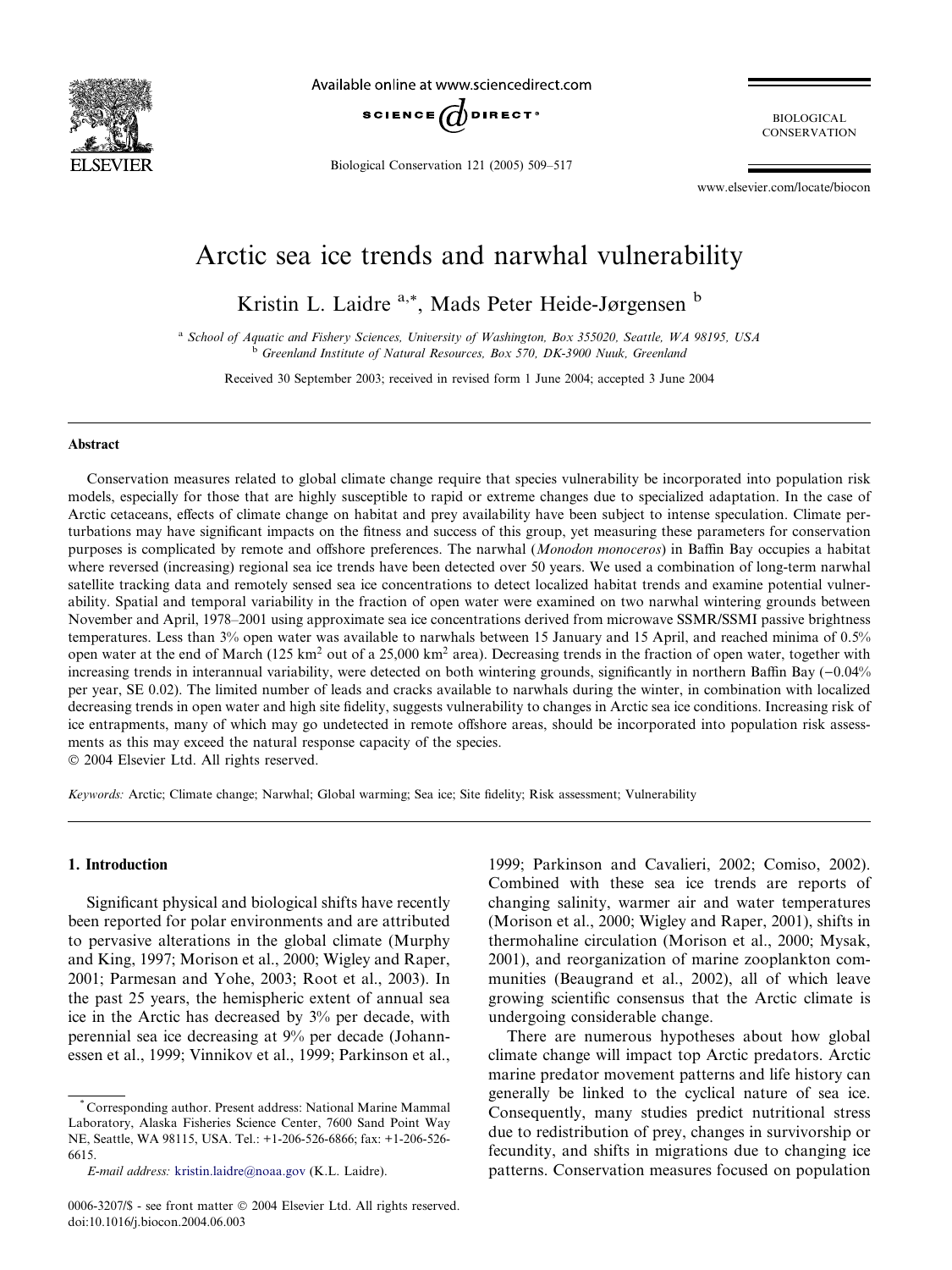# Arctic sea ice trends and narwhal vulnerability

Kristin L. Laidre [a,*], Mads Peter Heide-Jørgensen [b]

[a] *School of Aquatic and Fishery Sciences, University of Washington, Box 355020, Seattle, WA 98195, USA*

[b] *Greenland Institute of Natural Resources, Box 570, DK-3900 Nuuk, Greenland*

Received 30 September 2003; received in revised form 1 June 2004; accepted 3 June 2004

## Abstract

Conservation measures related to global climate change require that species vulnerability be incorporated into population risk models, especially for those that are highly susceptible to rapid or extreme changes due to specialized adaptation. In the case of Arctic cetaceans, effects of climate change on habitat and prey availability have been subject to intense speculation. Climate perturbations may have significant impacts on the fitness and success of this group, yet measuring these parameters for conservation purposes is complicated by remote and offshore preferences. The narwhal (*Monodon monoceros*) in Baffin Bay occupies a habitat where reversed (increasing) regional sea ice trends have been detected over 50 years. We used a combination of long-term narwhal satellite tracking data and remotely sensed sea ice concentrations to detect localized habitat trends and examine potential vulnerability. Spatial and temporal variability in the fraction of open water were examined on two narwhal wintering grounds between November and April, 1978–2001 using approximate sea ice concentrations derived from microwave SSMR/SSMI passive brightness temperatures. Less than 3% open water was available to narwhals between 15 January and 15 April, and reached minima of 0.5% open water at the end of March (125 km$^2$ out of a 25,000 km$^2$ area). Decreasing trends in the fraction of open water, together with increasing trends in interannual variability, were detected on both wintering grounds, significantly in northern Baffin Bay (−0.04% per year, SE 0.02). The limited number of leads and cracks available to narwhals during the winter, in combination with localized decreasing trends in open water and high site fidelity, suggests vulnerability to changes in Arctic sea ice conditions. Increasing risk of ice entrapments, many of which may go undetected in remote offshore areas, should be incorporated into population risk assessments as this may exceed the natural response capacity of the species.

© 2004 Elsevier Ltd. All rights reserved.

*Keywords:* Arctic; Climate change; Narwhal; Global warming; Sea ice; Site fidelity; Risk assessment; Vulnerability

## 1. Introduction

Significant physical and biological shifts have recently been reported for polar environments and are attributed to pervasive alterations in the global climate (Murphy and King, 1997; Morison et al., 2000; Wigley and Raper, 2001; Parmesan and Yohe, 2003; Root et al., 2003). In the past 25 years, the hemispheric extent of annual sea ice in the Arctic has decreased by 3% per decade, with perennial sea ice decreasing at 9% per decade (Johannessen et al., 1999; Vinnikov et al., 1999; Parkinson et al., 1999; Parkinson and Cavalieri, 2002; Comiso, 2002). Combined with these sea ice trends are reports of changing salinity, warmer air and water temperatures (Morison et al., 2000; Wigley and Raper, 2001), shifts in thermohaline circulation (Morison et al., 2000; Mysak, 2001), and reorganization of marine zooplankton communities (Beaugrand et al., 2002), all of which leave growing scientific consensus that the Arctic climate is undergoing considerable change.

There are numerous hypotheses about how global climate change will impact top Arctic predators. Arctic marine predator movement patterns and life history can generally be linked to the cyclical nature of sea ice. Consequently, many studies predict nutritional stress due to redistribution of prey, changes in survivorship or fecundity, and shifts in migrations due to changing ice patterns. Conservation measures focused on population

* Corresponding author. Present address: National Marine Mammal Laboratory, Alaska Fisheries Science Center, 7600 Sand Point Way NE, Seattle, WA 98115, USA. Tel.: +1-206-526-6866; fax: +1-206-526-6615.

*E-mail address:* kristin.laidre@noaa.gov (K.L. Laidre).

0006-3207/$ - see front matter © 2004 Elsevier Ltd. All rights reserved.
doi:10.1016/j.biocon.2004.06.003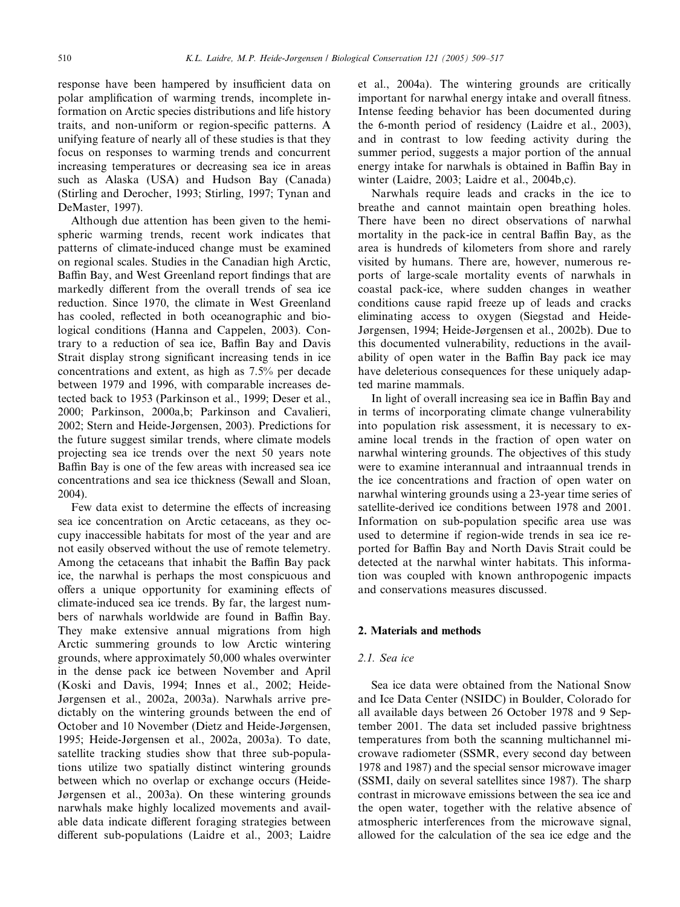response have been hampered by insufficient data on polar amplification of warming trends, incomplete information on Arctic species distributions and life history traits, and non-uniform or region-specific patterns. A unifying feature of nearly all of these studies is that they focus on responses to warming trends and concurrent increasing temperatures or decreasing sea ice in areas such as Alaska (USA) and Hudson Bay (Canada) (Stirling and Derocher, 1993; Stirling, 1997; Tynan and DeMaster, 1997).

Although due attention has been given to the hemispheric warming trends, recent work indicates that patterns of climate-induced change must be examined on regional scales. Studies in the Canadian high Arctic, Baffin Bay, and West Greenland report findings that are markedly different from the overall trends of sea ice reduction. Since 1970, the climate in West Greenland has cooled, reflected in both oceanographic and biological conditions (Hanna and Cappelen, 2003). Contrary to a reduction of sea ice, Baffin Bay and Davis Strait display strong significant increasing tends in ice concentrations and extent, as high as 7.5% per decade between 1979 and 1996, with comparable increases detected back to 1953 (Parkinson et al., 1999; Deser et al., 2000; Parkinson, 2000a,b; Parkinson and Cavalieri, 2002; Stern and Heide-Jørgensen, 2003). Predictions for the future suggest similar trends, where climate models projecting sea ice trends over the next 50 years note Baffin Bay is one of the few areas with increased sea ice concentrations and sea ice thickness (Sewall and Sloan, 2004).

Few data exist to determine the effects of increasing sea ice concentration on Arctic cetaceans, as they occupy inaccessible habitats for most of the year and are not easily observed without the use of remote telemetry. Among the cetaceans that inhabit the Baffin Bay pack ice, the narwhal is perhaps the most conspicuous and offers a unique opportunity for examining effects of climate-induced sea ice trends. By far, the largest numbers of narwhals worldwide are found in Baffin Bay. They make extensive annual migrations from high Arctic summering grounds to low Arctic wintering grounds, where approximately 50,000 whales overwinter in the dense pack ice between November and April (Koski and Davis, 1994; Innes et al., 2002; Heide-Jørgensen et al., 2002a, 2003a). Narwhals arrive predictably on the wintering grounds between the end of October and 10 November (Dietz and Heide-Jørgensen, 1995; Heide-Jørgensen et al., 2002a, 2003a). To date, satellite tracking studies show that three sub-populations utilize two spatially distinct wintering grounds between which no overlap or exchange occurs (Heide-Jørgensen et al., 2003a). On these wintering grounds narwhals make highly localized movements and available data indicate different foraging strategies between different sub-populations (Laidre et al., 2003; Laidre et al., 2004a). The wintering grounds are critically important for narwhal energy intake and overall fitness. Intense feeding behavior has been documented during the 6-month period of residency (Laidre et al., 2003), and in contrast to low feeding activity during the summer period, suggests a major portion of the annual energy intake for narwhals is obtained in Baffin Bay in winter (Laidre, 2003; Laidre et al., 2004b,c).

Narwhals require leads and cracks in the ice to breathe and cannot maintain open breathing holes. There have been no direct observations of narwhal mortality in the pack-ice in central Baffin Bay, as the area is hundreds of kilometers from shore and rarely visited by humans. There are, however, numerous reports of large-scale mortality events of narwhals in coastal pack-ice, where sudden changes in weather conditions cause rapid freeze up of leads and cracks eliminating access to oxygen (Siegstad and Heide-Jørgensen, 1994; Heide-Jørgensen et al., 2002b). Due to this documented vulnerability, reductions in the availability of open water in the Baffin Bay pack ice may have deleterious consequences for these uniquely adapted marine mammals.

In light of overall increasing sea ice in Baffin Bay and in terms of incorporating climate change vulnerability into population risk assessment, it is necessary to examine local trends in the fraction of open water on narwhal wintering grounds. The objectives of this study were to examine interannual and intraannual trends in the ice concentrations and fraction of open water on narwhal wintering grounds using a 23-year time series of satellite-derived ice conditions between 1978 and 2001. Information on sub-population specific area use was used to determine if region-wide trends in sea ice reported for Baffin Bay and North Davis Strait could be detected at the narwhal winter habitats. This information was coupled with known anthropogenic impacts and conservations measures discussed.

## 2. Materials and methods

### 2.1. Sea ice

Sea ice data were obtained from the National Snow and Ice Data Center (NSIDC) in Boulder, Colorado for all available days between 26 October 1978 and 9 September 2001. The data set included passive brightness temperatures from both the scanning multichannel microwave radiometer (SSMR, every second day between 1978 and 1987) and the special sensor microwave imager (SSMI, daily on several satellites since 1987). The sharp contrast in microwave emissions between the sea ice and the open water, together with the relative absence of atmospheric interferences from the microwave signal, allowed for the calculation of the sea ice edge and the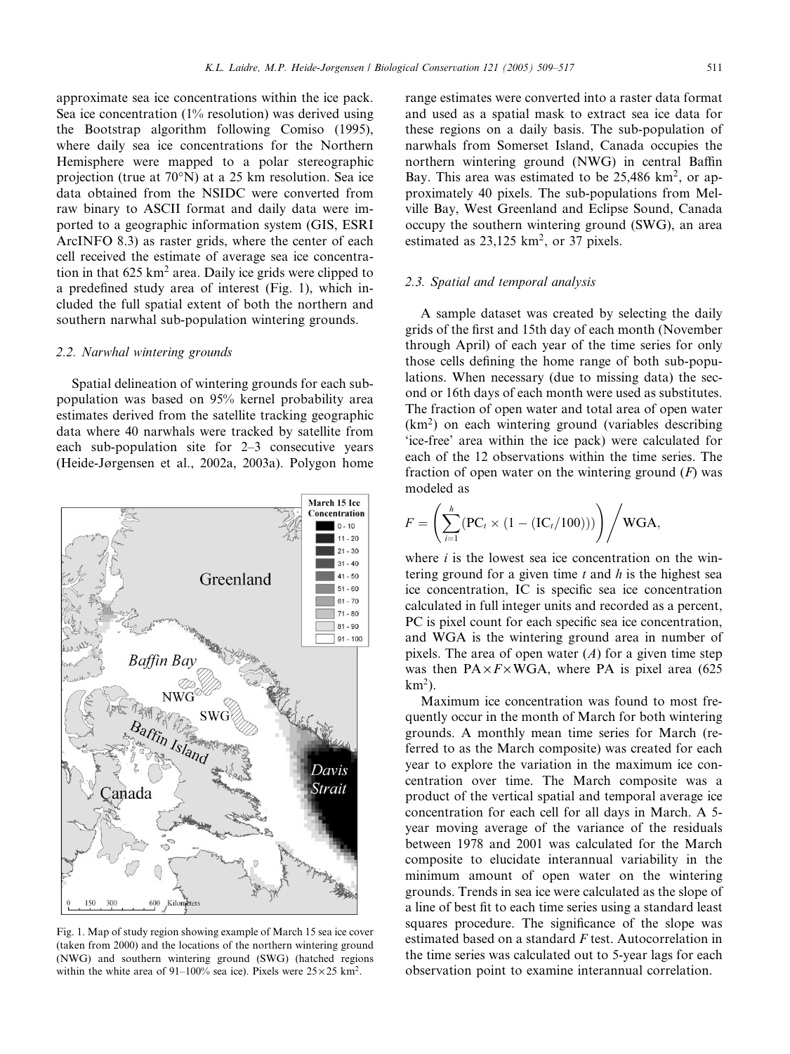approximate sea ice concentrations within the ice pack. Sea ice concentration (1% resolution) was derived using the Bootstrap algorithm following Comiso (1995), where daily sea ice concentrations for the Northern Hemisphere were mapped to a polar stereographic projection (true at 70°N) at a 25 km resolution. Sea ice data obtained from the NSIDC were converted from raw binary to ASCII format and daily data were imported to a geographic information system (GIS, ESRI ArcINFO 8.3) as raster grids, where the center of each cell received the estimate of average sea ice concentration in that 625 $km^2$ area. Daily ice grids were clipped to a predefined study area of interest (Fig. 1), which included the full spatial extent of both the northern and southern narwhal sub-population wintering grounds.

### 2.2. Narwhal wintering grounds

Spatial delineation of wintering grounds for each sub-population was based on 95% kernel probability area estimates derived from the satellite tracking geographic data where 40 narwhals were tracked by satellite from each sub-population site for 2–3 consecutive years (Heide-Jørgensen et al., 2002a, 2003a). Polygon home range estimates were converted into a raster data format and used as a spatial mask to extract sea ice data for these regions on a daily basis. The sub-population of narwhals from Somerset Island, Canada occupies the northern wintering ground (NWG) in central Baffin Bay. This area was estimated to be 25,486 $km^2$, or approximately 40 pixels. The sub-populations from Melville Bay, West Greenland and Eclipse Sound, Canada occupy the southern wintering ground (SWG), an area estimated as 23,125 $km^2$, or 37 pixels.

Fig. 1. Map of study region showing example of March 15 sea ice cover (taken from 2000) and the locations of the northern wintering ground (NWG) and southern wintering ground (SWG) (hatched regions within the white area of 91–100% sea ice). Pixels were $25 \times 25$ $km^2$.

### 2.3. Spatial and temporal analysis

A sample dataset was created by selecting the daily grids of the first and 15th day of each month (November through April) of each year of the time series for only those cells defining the home range of both sub-populations. When necessary (due to missing data) the second or 16th days of each month were used as substitutes. The fraction of open water and total area of open water ($km^2$) on each wintering ground (variables describing 'ice-free' area within the ice pack) were calculated for each of the 12 observations within the time series. The fraction of open water on the wintering ground ($F$) was modeled as

$$F = \left( \sum_{i=1}^{h} (\mathrm{PC}_t \times (1 - (\mathrm{IC}_t/100))) \right) \bigg/ \mathrm{WGA},$$

where $i$ is the lowest sea ice concentration on the wintering ground for a given time $t$ and $h$ is the highest sea ice concentration, IC is specific sea ice concentration calculated in full integer units and recorded as a percent, PC is pixel count for each specific sea ice concentration, and WGA is the wintering ground area in number of pixels. The area of open water ($A$) for a given time step was then $\mathrm{PA} \times F \times \mathrm{WGA}$, where PA is pixel area (625 $km^2$).

Maximum ice concentration was found to most frequently occur in the month of March for both wintering grounds. A monthly mean time series for March (referred to as the March composite) was created for each year to explore the variation in the maximum ice concentration over time. The March composite was a product of the vertical spatial and temporal average ice concentration for each cell for all days in March. A 5-year moving average of the variance of the residuals between 1978 and 2001 was calculated for the March composite to elucidate interannual variability in the minimum amount of open water on the wintering grounds. Trends in sea ice were calculated as the slope of a line of best fit to each time series using a standard least squares procedure. The significance of the slope was estimated based on a standard $F$ test. Autocorrelation in the time series was calculated out to 5-year lags for each observation point to examine interannual correlation.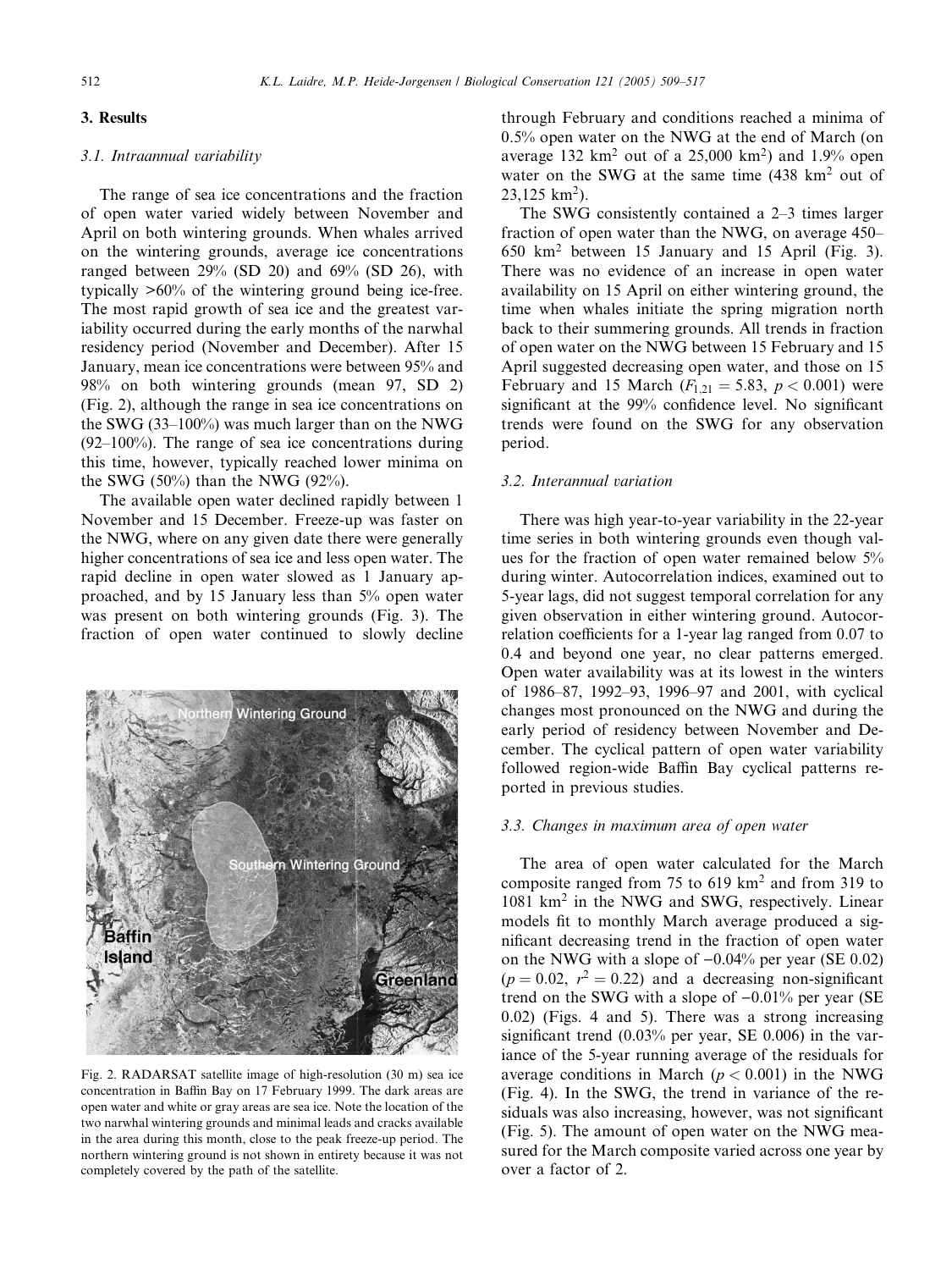## 3. Results

### 3.1. Intraannual variability

The range of sea ice concentrations and the fraction of open water varied widely between November and April on both wintering grounds. When whales arrived on the wintering grounds, average ice concentrations ranged between 29% (SD 20) and 69% (SD 26), with typically >60% of the wintering ground being ice-free. The most rapid growth of sea ice and the greatest variability occurred during the early months of the narwhal residency period (November and December). After 15 January, mean ice concentrations were between 95% and 98% on both wintering grounds (mean 97, SD 2) (Fig. 2), although the range in sea ice concentrations on the SWG (33–100%) was much larger than on the NWG (92–100%). The range of sea ice concentrations during this time, however, typically reached lower minima on the SWG (50%) than the NWG (92%).

The available open water declined rapidly between 1 November and 15 December. Freeze-up was faster on the NWG, where on any given date there were generally higher concentrations of sea ice and less open water. The rapid decline in open water slowed as 1 January approached, and by 15 January less than 5% open water was present on both wintering grounds (Fig. 3). The fraction of open water continued to slowly decline through February and conditions reached a minima of 0.5% open water on the NWG at the end of March (on average 132 $km^2$ out of a 25,000 $km^2$) and 1.9% open water on the SWG at the same time (438 $km^2$ out of 23,125 $km^2$).

Fig. 2. RADARSAT satellite image of high-resolution (30 m) sea ice concentration in Baffin Bay on 17 February 1999. The dark areas are open water and white or gray areas are sea ice. Note the location of the two narwhal wintering grounds and minimal leads and cracks available in the area during this month, close to the peak freeze-up period. The northern wintering ground is not shown in entirety because it was not completely covered by the path of the satellite.

The SWG consistently contained a 2–3 times larger fraction of open water than the NWG, on average 450–650 $km^2$ between 15 January and 15 April (Fig. 3). There was no evidence of an increase in open water availability on 15 April on either wintering ground, the time when whales initiate the spring migration north back to their summering grounds. All trends in fraction of open water on the NWG between 15 February and 15 April suggested decreasing open water, and those on 15 February and 15 March ($F_{1,21} = 5.83$, $p < 0.001$) were significant at the 99% confidence level. No significant trends were found on the SWG for any observation period.

### 3.2. Interannual variation

There was high year-to-year variability in the 22-year time series in both wintering grounds even though values for the fraction of open water remained below 5% during winter. Autocorrelation indices, examined out to 5-year lags, did not suggest temporal correlation for any given observation in either wintering ground. Autocorrelation coefficients for a 1-year lag ranged from 0.07 to 0.4 and beyond one year, no clear patterns emerged. Open water availability was at its lowest in the winters of 1986–87, 1992–93, 1996–97 and 2001, with cyclical changes most pronounced on the NWG and during the early period of residency between November and December. The cyclical pattern of open water variability followed region-wide Baffin Bay cyclical patterns reported in previous studies.

### 3.3. Changes in maximum area of open water

The area of open water calculated for the March composite ranged from 75 to 619 $km^2$ and from 319 to 1081 $km^2$ in the NWG and SWG, respectively. Linear models fit to monthly March average produced a significant decreasing trend in the fraction of open water on the NWG with a slope of −0.04% per year (SE 0.02) ($p = 0.02$, $r^2 = 0.22$) and a decreasing non-significant trend on the SWG with a slope of −0.01% per year (SE 0.02) (Figs. 4 and 5). There was a strong increasing significant trend (0.03% per year, SE 0.006) in the variance of the 5-year running average of the residuals for average conditions in March ($p < 0.001$) in the NWG (Fig. 4). In the SWG, the trend in variance of the residuals was also increasing, however, was not significant (Fig. 5). The amount of open water on the NWG measured for the March composite varied across one year by over a factor of 2.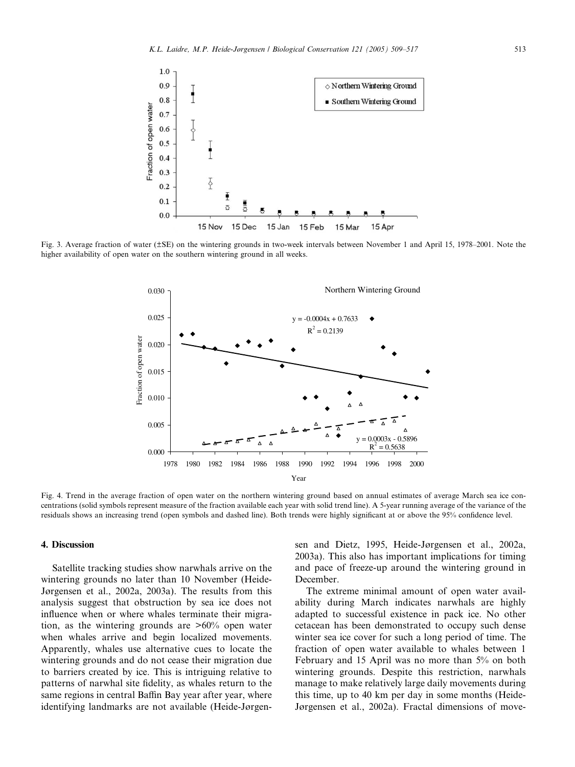Fig. 3. Average fraction of water (±SE) on the wintering grounds in two-week intervals between November 1 and April 15, 1978–2001. Note the higher availability of open water on the southern wintering ground in all weeks.

Fig. 4. Trend in the average fraction of open water on the northern wintering ground based on annual estimates of average March sea ice concentrations (solid symbols represent measure of the fraction available each year with solid trend line). A 5-year running average of the variance of the residuals shows an increasing trend (open symbols and dashed line). Both trends were highly significant at or above the 95% confidence level.

## 4. Discussion

Satellite tracking studies show narwhals arrive on the wintering grounds no later than 10 November (Heide-Jørgensen et al., 2002a, 2003a). The results from this analysis suggest that obstruction by sea ice does not influence when or where whales terminate their migration, as the wintering grounds are >60% open water when whales arrive and begin localized movements. Apparently, whales use alternative cues to locate the wintering grounds and do not cease their migration due to barriers created by ice. This is intriguing relative to patterns of narwhal site fidelity, as whales return to the same regions in central Baffin Bay year after year, where identifying landmarks are not available (Heide-Jørgensen and Dietz, 1995, Heide-Jørgensen et al., 2002a, 2003a). This also has important implications for timing and pace of freeze-up around the wintering ground in December.

The extreme minimal amount of open water availability during March indicates narwhals are highly adapted to successful existence in pack ice. No other cetacean has been demonstrated to occupy such dense winter sea ice cover for such a long period of time. The fraction of open water available to whales between 1 February and 15 April was no more than 5% on both wintering grounds. Despite this restriction, narwhals manage to make relatively large daily movements during this time, up to 40 km per day in some months (Heide-Jørgensen et al., 2002a). Fractal dimensions of move-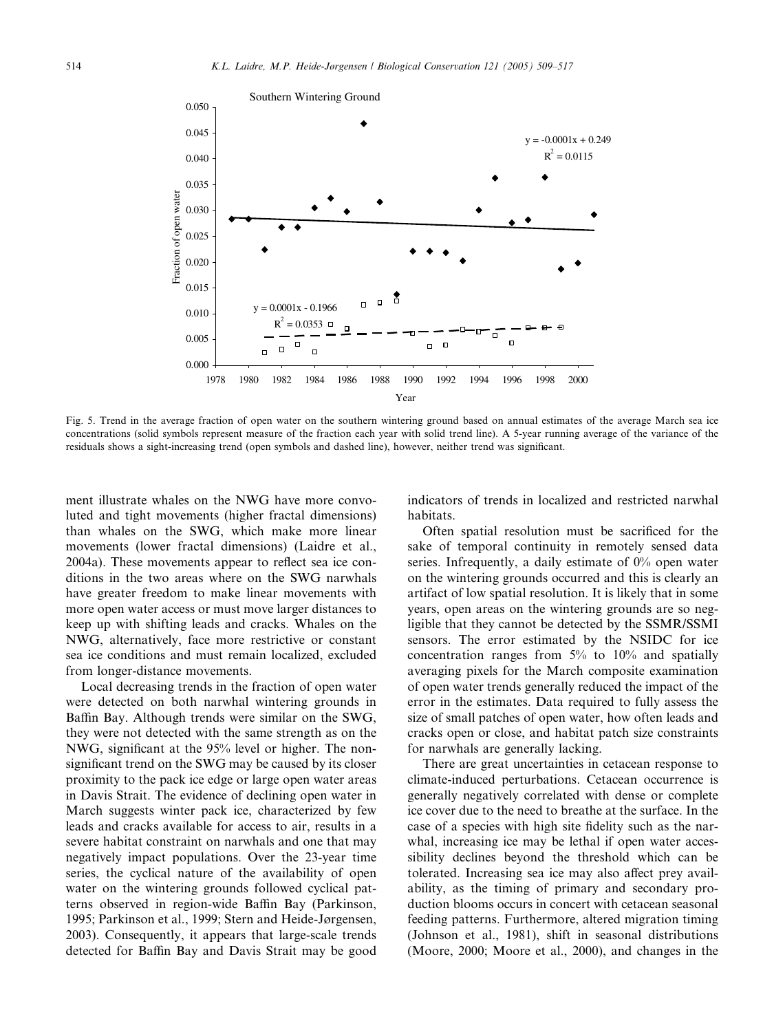Fig. 5. Trend in the average fraction of open water on the southern wintering ground based on annual estimates of the average March sea ice concentrations (solid symbols represent measure of the fraction each year with solid trend line). A 5-year running average of the variance of the residuals shows a sight-increasing trend (open symbols and dashed line), however, neither trend was significant.

ment illustrate whales on the NWG have more convoluted and tight movements (higher fractal dimensions) than whales on the SWG, which make more linear movements (lower fractal dimensions) (Laidre et al., 2004a). These movements appear to reflect sea ice conditions in the two areas where on the SWG narwhals have greater freedom to make linear movements with more open water access or must move larger distances to keep up with shifting leads and cracks. Whales on the NWG, alternatively, face more restrictive or constant sea ice conditions and must remain localized, excluded from longer-distance movements.

Local decreasing trends in the fraction of open water were detected on both narwhal wintering grounds in Baffin Bay. Although trends were similar on the SWG, they were not detected with the same strength as on the NWG, significant at the 95% level or higher. The non-significant trend on the SWG may be caused by its closer proximity to the pack ice edge or large open water areas in Davis Strait. The evidence of declining open water in March suggests winter pack ice, characterized by few leads and cracks available for access to air, results in a severe habitat constraint on narwhals and one that may negatively impact populations. Over the 23-year time series, the cyclical nature of the availability of open water on the wintering grounds followed cyclical patterns observed in region-wide Baffin Bay (Parkinson, 1995; Parkinson et al., 1999; Stern and Heide-Jørgensen, 2003). Consequently, it appears that large-scale trends detected for Baffin Bay and Davis Strait may be good indicators of trends in localized and restricted narwhal habitats.

Often spatial resolution must be sacrificed for the sake of temporal continuity in remotely sensed data series. Infrequently, a daily estimate of 0% open water on the wintering grounds occurred and this is clearly an artifact of low spatial resolution. It is likely that in some years, open areas on the wintering grounds are so negligible that they cannot be detected by the SSMR/SSMI sensors. The error estimated by the NSIDC for ice concentration ranges from 5% to 10% and spatially averaging pixels for the March composite examination of open water trends generally reduced the impact of the error in the estimates. Data required to fully assess the size of small patches of open water, how often leads and cracks open or close, and habitat patch size constraints for narwhals are generally lacking.

There are great uncertainties in cetacean response to climate-induced perturbations. Cetacean occurrence is generally negatively correlated with dense or complete ice cover due to the need to breathe at the surface. In the case of a species with high site fidelity such as the narwhal, increasing ice may be lethal if open water accessibility declines beyond the threshold which can be tolerated. Increasing sea ice may also affect prey availability, as the timing of primary and secondary production blooms occurs in concert with cetacean seasonal feeding patterns. Furthermore, altered migration timing (Johnson et al., 1981), shift in seasonal distributions (Moore, 2000; Moore et al., 2000), and changes in the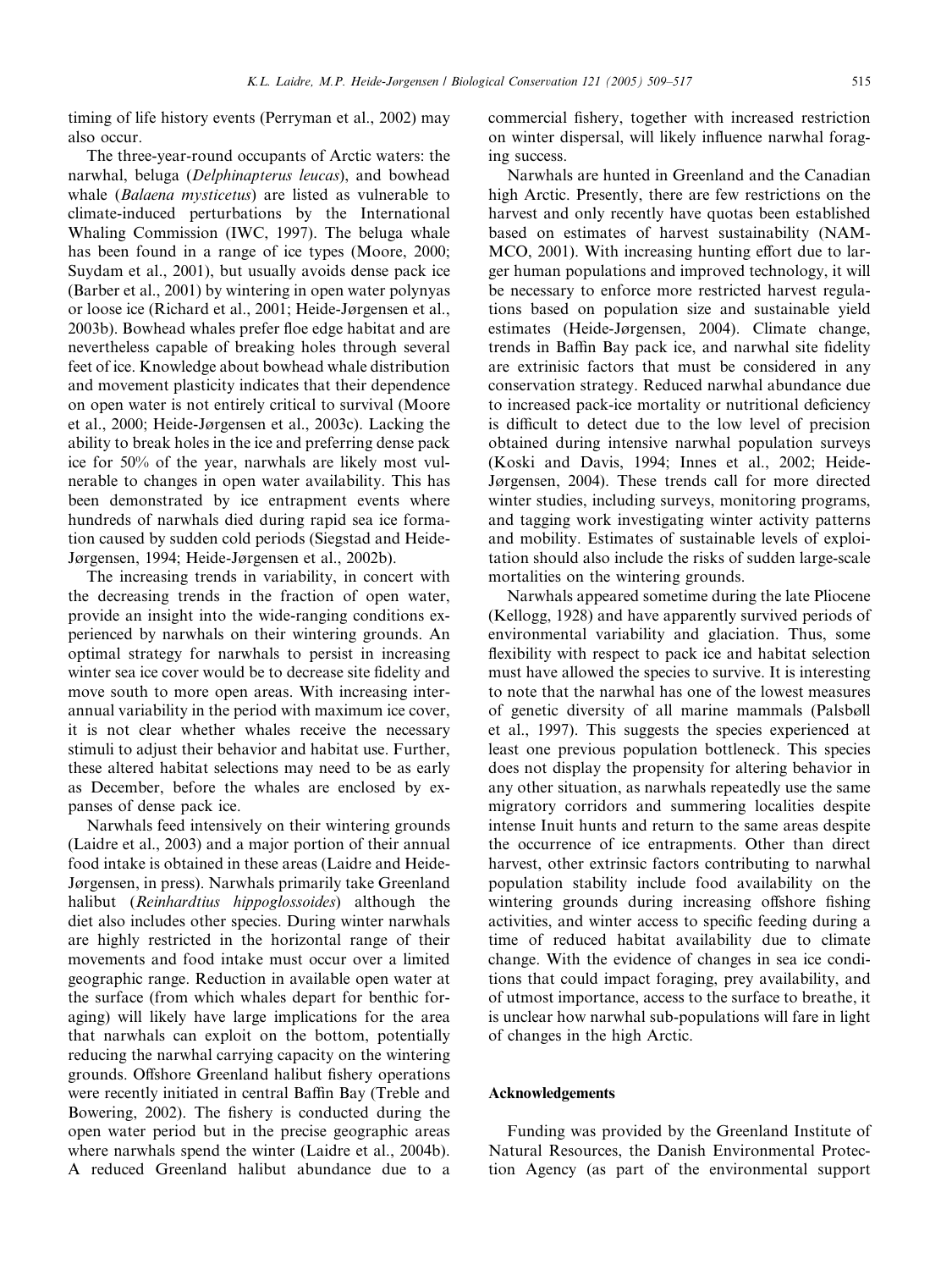timing of life history events (Perryman et al., 2002) may also occur.

The three-year-round occupants of Arctic waters: the narwhal, beluga (*Delphinapterus leucas*), and bowhead whale (*Balaena mysticetus*) are listed as vulnerable to climate-induced perturbations by the International Whaling Commission (IWC, 1997). The beluga whale has been found in a range of ice types (Moore, 2000; Suydam et al., 2001), but usually avoids dense pack ice (Barber et al., 2001) by wintering in open water polynyas or loose ice (Richard et al., 2001; Heide-Jørgensen et al., 2003b). Bowhead whales prefer floe edge habitat and are nevertheless capable of breaking holes through several feet of ice. Knowledge about bowhead whale distribution and movement plasticity indicates that their dependence on open water is not entirely critical to survival (Moore et al., 2000; Heide-Jørgensen et al., 2003c). Lacking the ability to break holes in the ice and preferring dense pack ice for 50% of the year, narwhals are likely most vulnerable to changes in open water availability. This has been demonstrated by ice entrapment events where hundreds of narwhals died during rapid sea ice formation caused by sudden cold periods (Siegstad and Heide-Jørgensen, 1994; Heide-Jørgensen et al., 2002b).

The increasing trends in variability, in concert with the decreasing trends in the fraction of open water, provide an insight into the wide-ranging conditions experienced by narwhals on their wintering grounds. An optimal strategy for narwhals to persist in increasing winter sea ice cover would be to decrease site fidelity and move south to more open areas. With increasing interannual variability in the period with maximum ice cover, it is not clear whether whales receive the necessary stimuli to adjust their behavior and habitat use. Further, these altered habitat selections may need to be as early as December, before the whales are enclosed by expanses of dense pack ice.

Narwhals feed intensively on their wintering grounds (Laidre et al., 2003) and a major portion of their annual food intake is obtained in these areas (Laidre and Heide-Jørgensen, in press). Narwhals primarily take Greenland halibut (*Reinhardtius hippoglossoides*) although the diet also includes other species. During winter narwhals are highly restricted in the horizontal range of their movements and food intake must occur over a limited geographic range. Reduction in available open water at the surface (from which whales depart for benthic foraging) will likely have large implications for the area that narwhals can exploit on the bottom, potentially reducing the narwhal carrying capacity on the wintering grounds. Offshore Greenland halibut fishery operations were recently initiated in central Baffin Bay (Treble and Bowering, 2002). The fishery is conducted during the open water period but in the precise geographic areas where narwhals spend the winter (Laidre et al., 2004b). A reduced Greenland halibut abundance due to a commercial fishery, together with increased restriction on winter dispersal, will likely influence narwhal foraging success.

Narwhals are hunted in Greenland and the Canadian high Arctic. Presently, there are few restrictions on the harvest and only recently have quotas been established based on estimates of harvest sustainability (NAMMCO, 2001). With increasing hunting effort due to larger human populations and improved technology, it will be necessary to enforce more restricted harvest regulations based on population size and sustainable yield estimates (Heide-Jørgensen, 2004). Climate change, trends in Baffin Bay pack ice, and narwhal site fidelity are extrinisic factors that must be considered in any conservation strategy. Reduced narwhal abundance due to increased pack-ice mortality or nutritional deficiency is difficult to detect due to the low level of precision obtained during intensive narwhal population surveys (Koski and Davis, 1994; Innes et al., 2002; Heide-Jørgensen, 2004). These trends call for more directed winter studies, including surveys, monitoring programs, and tagging work investigating winter activity patterns and mobility. Estimates of sustainable levels of exploitation should also include the risks of sudden large-scale mortalities on the wintering grounds.

Narwhals appeared sometime during the late Pliocene (Kellogg, 1928) and have apparently survived periods of environmental variability and glaciation. Thus, some flexibility with respect to pack ice and habitat selection must have allowed the species to survive. It is interesting to note that the narwhal has one of the lowest measures of genetic diversity of all marine mammals (Palsbøll et al., 1997). This suggests the species experienced at least one previous population bottleneck. This species does not display the propensity for altering behavior in any other situation, as narwhals repeatedly use the same migratory corridors and summering localities despite intense Inuit hunts and return to the same areas despite the occurrence of ice entrapments. Other than direct harvest, other extrinsic factors contributing to narwhal population stability include food availability on the wintering grounds during increasing offshore fishing activities, and winter access to specific feeding during a time of reduced habitat availability due to climate change. With the evidence of changes in sea ice conditions that could impact foraging, prey availability, and of utmost importance, access to the surface to breathe, it is unclear how narwhal sub-populations will fare in light of changes in the high Arctic.

## Acknowledgements

Funding was provided by the Greenland Institute of Natural Resources, the Danish Environmental Protection Agency (as part of the environmental support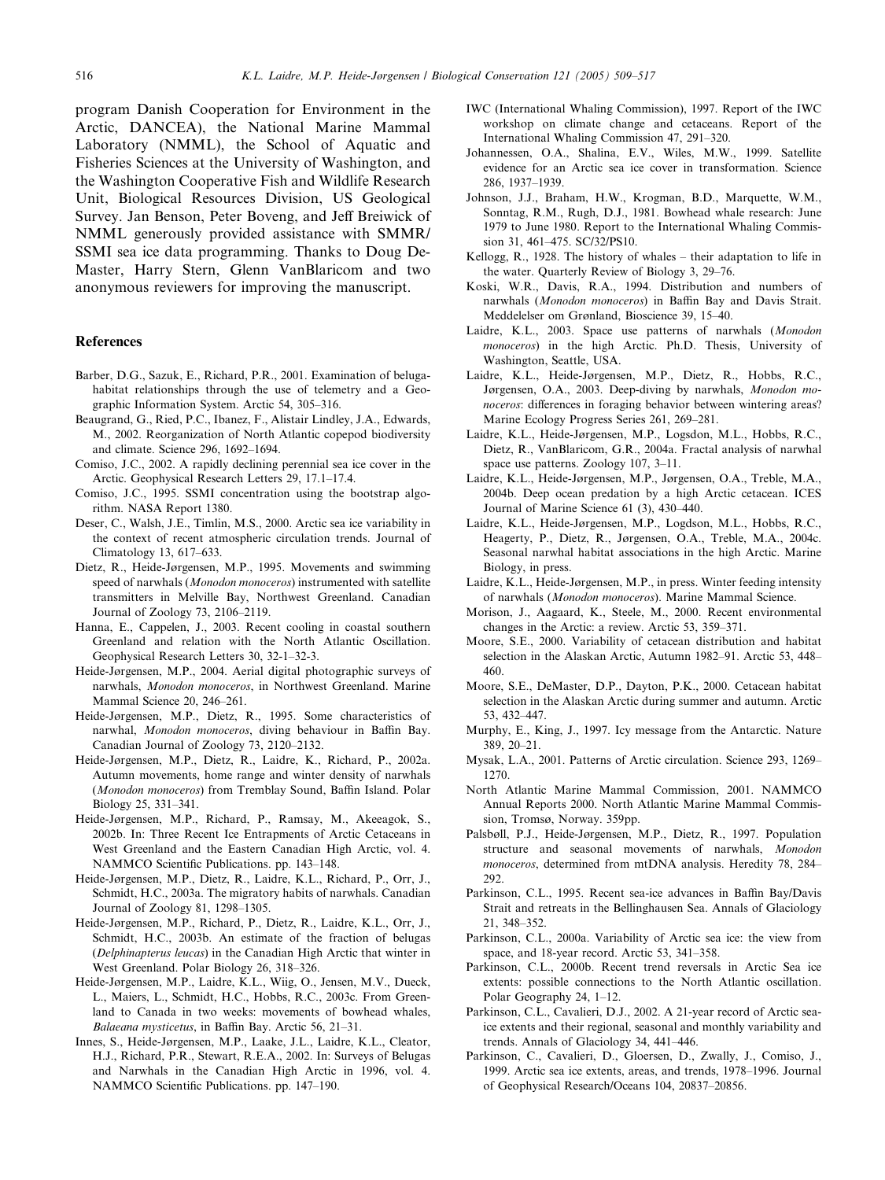program Danish Cooperation for Environment in the Arctic, DANCEA), the National Marine Mammal Laboratory (NMML), the School of Aquatic and Fisheries Sciences at the University of Washington, and the Washington Cooperative Fish and Wildlife Research Unit, Biological Resources Division, US Geological Survey. Jan Benson, Peter Boveng, and Jeff Breiwick of NMML generously provided assistance with SMMR/SSMI sea ice data programming. Thanks to Doug DeMaster, Harry Stern, Glenn VanBlaricom and two anonymous reviewers for improving the manuscript.

## References

Barber, D.G., Sazuk, E., Richard, P.R., 2001. Examination of beluga-habitat relationships through the use of telemetry and a Geographic Information System. Arctic 54, 305–316.

Beaugrand, G., Ried, P.C., Ibanez, F., Alistair Lindley, J.A., Edwards, M., 2002. Reorganization of North Atlantic copepod biodiversity and climate. Science 296, 1692–1694.

Comiso, J.C., 2002. A rapidly declining perennial sea ice cover in the Arctic. Geophysical Research Letters 29, 17.1–17.4.

Comiso, J.C., 1995. SSMI concentration using the bootstrap algorithm. NASA Report 1380.

Deser, C., Walsh, J.E., Timlin, M.S., 2000. Arctic sea ice variability in the context of recent atmospheric circulation trends. Journal of Climatology 13, 617–633.

Dietz, R., Heide-Jørgensen, M.P., 1995. Movements and swimming speed of narwhals (*Monodon monoceros*) instrumented with satellite transmitters in Melville Bay, Northwest Greenland. Canadian Journal of Zoology 73, 2106–2119.

Hanna, E., Cappelen, J., 2003. Recent cooling in coastal southern Greenland and relation with the North Atlantic Oscillation. Geophysical Research Letters 30, 32-1–32-3.

Heide-Jørgensen, M.P., 2004. Aerial digital photographic surveys of narwhals, *Monodon monoceros*, in Northwest Greenland. Marine Mammal Science 20, 246–261.

Heide-Jørgensen, M.P., Dietz, R., 1995. Some characteristics of narwhal, *Monodon monoceros*, diving behaviour in Baffin Bay. Canadian Journal of Zoology 73, 2120–2132.

Heide-Jørgensen, M.P., Dietz, R., Laidre, K., Richard, P., 2002a. Autumn movements, home range and winter density of narwhals (*Monodon monoceros*) from Tremblay Sound, Baffin Island. Polar Biology 25, 331–341.

Heide-Jørgensen, M.P., Richard, P., Ramsay, M., Akeeagok, S., 2002b. In: Three Recent Ice Entrapments of Arctic Cetaceans in West Greenland and the Eastern Canadian High Arctic, vol. 4. NAMMCO Scientific Publications. pp. 143–148.

Heide-Jørgensen, M.P., Dietz, R., Laidre, K.L., Richard, P., Orr, J., Schmidt, H.C., 2003a. The migratory habits of narwhals. Canadian Journal of Zoology 81, 1298–1305.

Heide-Jørgensen, M.P., Richard, P., Dietz, R., Laidre, K.L., Orr, J., Schmidt, H.C., 2003b. An estimate of the fraction of belugas (*Delphinapterus leucas*) in the Canadian High Arctic that winter in West Greenland. Polar Biology 26, 318–326.

Heide-Jørgensen, M.P., Laidre, K.L., Wiig, O., Jensen, M.V., Dueck, L., Maiers, L., Schmidt, H.C., Hobbs, R.C., 2003c. From Greenland to Canada in two weeks: movements of bowhead whales, *Balaeana mysticetus*, in Baffin Bay. Arctic 56, 21–31.

Innes, S., Heide-Jørgensen, M.P., Laake, J.L., Laidre, K.L., Cleator, H.J., Richard, P.R., Stewart, R.E.A., 2002. In: Surveys of Belugas and Narwhals in the Canadian High Arctic in 1996, vol. 4. NAMMCO Scientific Publications. pp. 147–190.

IWC (International Whaling Commission), 1997. Report of the IWC workshop on climate change and cetaceans. Report of the International Whaling Commission 47, 291–320.

Johannessen, O.A., Shalina, E.V., Wiles, M.W., 1999. Satellite evidence for an Arctic sea ice cover in transformation. Science 286, 1937–1939.

Johnson, J.J., Braham, H.W., Krogman, B.D., Marquette, W.M., Sonntag, R.M., Rugh, D.J., 1981. Bowhead whale research: June 1979 to June 1980. Report to the International Whaling Commission 31, 461–475. SC/32/PS10.

Kellogg, R., 1928. The history of whales – their adaptation to life in the water. Quarterly Review of Biology 3, 29–76.

Koski, W.R., Davis, R.A., 1994. Distribution and numbers of narwhals (*Monodon monoceros*) in Baffin Bay and Davis Strait. Meddelelser om Grønland, Bioscience 39, 15–40.

Laidre, K.L., 2003. Space use patterns of narwhals (*Monodon monoceros*) in the high Arctic. Ph.D. Thesis, University of Washington, Seattle, USA.

Laidre, K.L., Heide-Jørgensen, M.P., Dietz, R., Hobbs, R.C., Jørgensen, O.A., 2003. Deep-diving by narwhals, *Monodon monoceros*: differences in foraging behavior between wintering areas? Marine Ecology Progress Series 261, 269–281.

Laidre, K.L., Heide-Jørgensen, M.P., Logsdon, M.L., Hobbs, R.C., Dietz, R., VanBlaricom, G.R., 2004a. Fractal analysis of narwhal space use patterns. Zoology 107, 3–11.

Laidre, K.L., Heide-Jørgensen, M.P., Jørgensen, O.A., Treble, M.A., 2004b. Deep ocean predation by a high Arctic cetacean. ICES Journal of Marine Science 61 (3), 430–440.

Laidre, K.L., Heide-Jørgensen, M.P., Logdson, M.L., Hobbs, R.C., Heagerty, P., Dietz, R., Jørgensen, O.A., Treble, M.A., 2004c. Seasonal narwhal habitat associations in the high Arctic. Marine Biology, in press.

Laidre, K.L., Heide-Jørgensen, M.P., in press. Winter feeding intensity of narwhals (*Monodon monoceros*). Marine Mammal Science.

Morison, J., Aagaard, K., Steele, M., 2000. Recent environmental changes in the Arctic: a review. Arctic 53, 359–371.

Moore, S.E., 2000. Variability of cetacean distribution and habitat selection in the Alaskan Arctic, Autumn 1982–91. Arctic 53, 448–460.

Moore, S.E., DeMaster, D.P., Dayton, P.K., 2000. Cetacean habitat selection in the Alaskan Arctic during summer and autumn. Arctic 53, 432–447.

Murphy, E., King, J., 1997. Icy message from the Antarctic. Nature 389, 20–21.

Mysak, L.A., 2001. Patterns of Arctic circulation. Science 293, 1269–1270.

North Atlantic Marine Mammal Commission, 2001. NAMMCO Annual Reports 2000. North Atlantic Marine Mammal Commission, Tromsø, Norway. 359pp.

Palsbøll, P.J., Heide-Jørgensen, M.P., Dietz, R., 1997. Population structure and seasonal movements of narwhals, *Monodon monoceros*, determined from mtDNA analysis. Heredity 78, 284–292.

Parkinson, C.L., 1995. Recent sea-ice advances in Baffin Bay/Davis Strait and retreats in the Bellinghausen Sea. Annals of Glaciology 21, 348–352.

Parkinson, C.L., 2000a. Variability of Arctic sea ice: the view from space, and 18-year record. Arctic 53, 341–358.

Parkinson, C.L., 2000b. Recent trend reversals in Arctic Sea ice extents: possible connections to the North Atlantic oscillation. Polar Geography 24, 1–12.

Parkinson, C.L., Cavalieri, D.J., 2002. A 21-year record of Arctic sea-ice extents and their regional, seasonal and monthly variability and trends. Annals of Glaciology 34, 441–446.

Parkinson, C., Cavalieri, D., Gloersen, D., Zwally, J., Comiso, J., 1999. Arctic sea ice extents, areas, and trends, 1978–1996. Journal of Geophysical Research/Oceans 104, 20837–20856.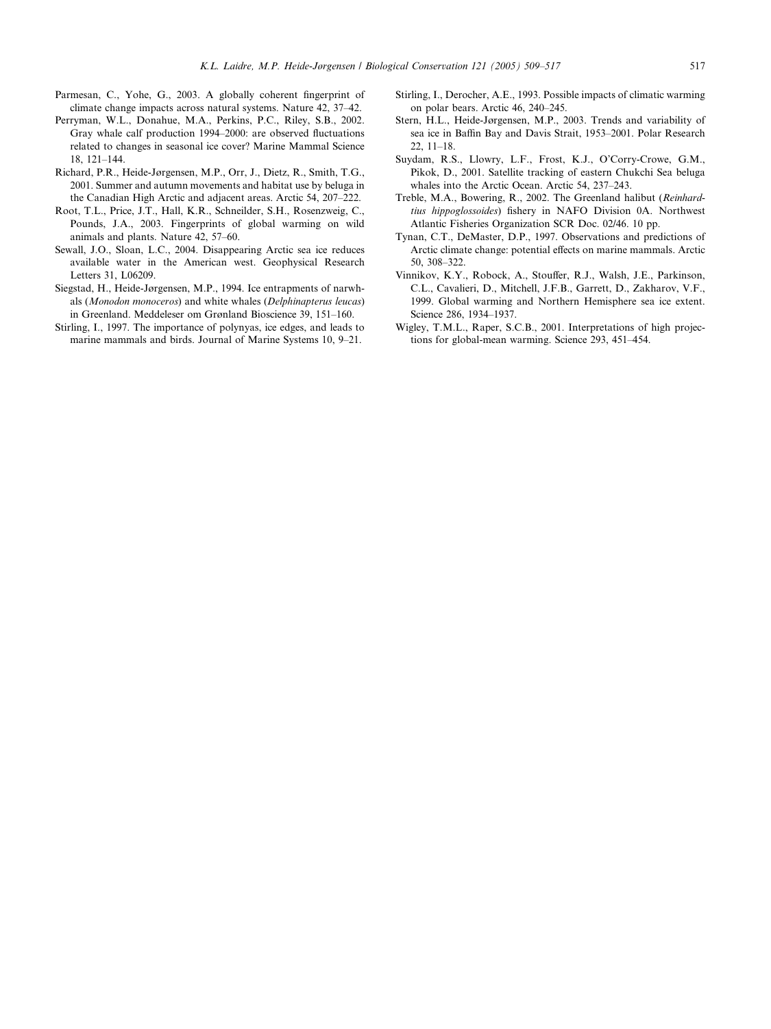Parmesan, C., Yohe, G., 2003. A globally coherent fingerprint of climate change impacts across natural systems. Nature 42, 37–42.

Perryman, W.L., Donahue, M.A., Perkins, P.C., Riley, S.B., 2002. Gray whale calf production 1994–2000: are observed fluctuations related to changes in seasonal ice cover? Marine Mammal Science 18, 121–144.

Richard, P.R., Heide-Jørgensen, M.P., Orr, J., Dietz, R., Smith, T.G., 2001. Summer and autumn movements and habitat use by beluga in the Canadian High Arctic and adjacent areas. Arctic 54, 207–222.

Root, T.L., Price, J.T., Hall, K.R., Schneilder, S.H., Rosenzweig, C., Pounds, J.A., 2003. Fingerprints of global warming on wild animals and plants. Nature 42, 57–60.

Sewall, J.O., Sloan, L.C., 2004. Disappearing Arctic sea ice reduces available water in the American west. Geophysical Research Letters 31, L06209.

Siegstad, H., Heide-Jørgensen, M.P., 1994. Ice entrapments of narwhals (*Monodon monoceros*) and white whales (*Delphinapterus leucas*) in Greenland. Meddeleser om Grønland Bioscience 39, 151–160.

Stirling, I., 1997. The importance of polynyas, ice edges, and leads to marine mammals and birds. Journal of Marine Systems 10, 9–21.

Stirling, I., Derocher, A.E., 1993. Possible impacts of climatic warming on polar bears. Arctic 46, 240–245.

Stern, H.L., Heide-Jørgensen, M.P., 2003. Trends and variability of sea ice in Baffin Bay and Davis Strait, 1953–2001. Polar Research 22, 11–18.

Suydam, R.S., Llowry, L.F., Frost, K.J., O'Corry-Crowe, G.M., Pikok, D., 2001. Satellite tracking of eastern Chukchi Sea beluga whales into the Arctic Ocean. Arctic 54, 237–243.

Treble, M.A., Bowering, R., 2002. The Greenland halibut (*Reinhardtius hippoglossoides*) fishery in NAFO Division 0A. Northwest Atlantic Fisheries Organization SCR Doc. 02/46. 10 pp.

Tynan, C.T., DeMaster, D.P., 1997. Observations and predictions of Arctic climate change: potential effects on marine mammals. Arctic 50, 308–322.

Vinnikov, K.Y., Robock, A., Stouffer, R.J., Walsh, J.E., Parkinson, C.L., Cavalieri, D., Mitchell, J.F.B., Garrett, D., Zakharov, V.F., 1999. Global warming and Northern Hemisphere sea ice extent. Science 286, 1934–1937.

Wigley, T.M.L., Raper, S.C.B., 2001. Interpretations of high projections for global-mean warming. Science 293, 451–454.